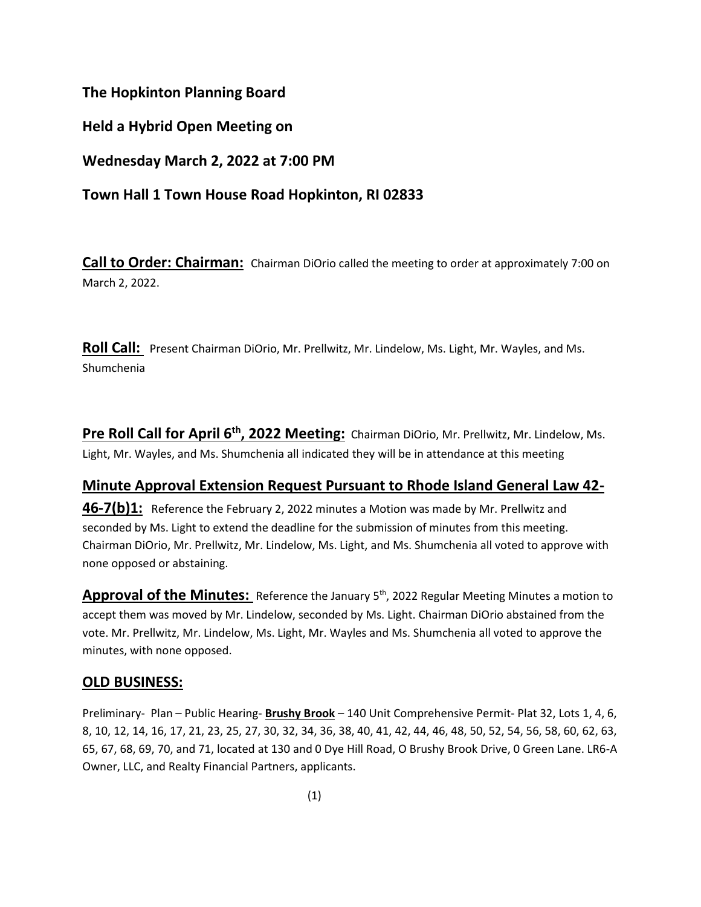**The Hopkinton Planning Board**

**Held a Hybrid Open Meeting on**

**Wednesday March 2, 2022 at 7:00 PM**

**Town Hall 1 Town House Road Hopkinton, RI 02833**

**Call to Order: Chairman:** Chairman DiOrio called the meeting to order at approximately 7:00 on March 2, 2022.

**Roll Call:** Present Chairman DiOrio, Mr. Prellwitz, Mr. Lindelow, Ms. Light, Mr. Wayles, and Ms. Shumchenia

**Pre Roll Call for April 6th, 2022 Meeting:** Chairman DiOrio, Mr. Prellwitz, Mr. Lindelow, Ms. Light, Mr. Wayles, and Ms. Shumchenia all indicated they will be in attendance at this meeting

**Minute Approval Extension Request Pursuant to Rhode Island General Law 42-46-7(b)1:** Reference the February 2, 2022 minutes a Motion was made by Mr. Prellwitz and seconded by Ms. Light to extend the deadline for the submission of minutes from this meeting. Chairman DiOrio, Mr. Prellwitz, Mr. Lindelow, Ms. Light, and Ms. Shumchenia all voted to approve with none opposed or abstaining.

**Approval of the Minutes:** Reference the January 5th, 2022 Regular Meeting Minutes a motion to accept them was moved by Mr. Lindelow, seconded by Ms. Light. Chairman DiOrio abstained from the vote. Mr. Prellwitz, Mr. Lindelow, Ms. Light, Mr. Wayles and Ms. Shumchenia all voted to approve the minutes, with none opposed.

## OLD BUSINESS:

Preliminary- Plan – Public Hearing- **Brushy Brook** – 140 Unit Comprehensive Permit- Plat 32, Lots 1, 4, 6, 8, 10, 12, 14, 16, 17, 21, 23, 25, 27, 30, 32, 34, 36, 38, 40, 41, 42, 44, 46, 48, 50, 52, 54, 56, 58, 60, 62, 63, 65, 67, 68, 69, 70, and 71, located at 130 and 0 Dye Hill Road, O Brushy Brook Drive, 0 Green Lane. LR6-A Owner, LLC, and Realty Financial Partners, applicants.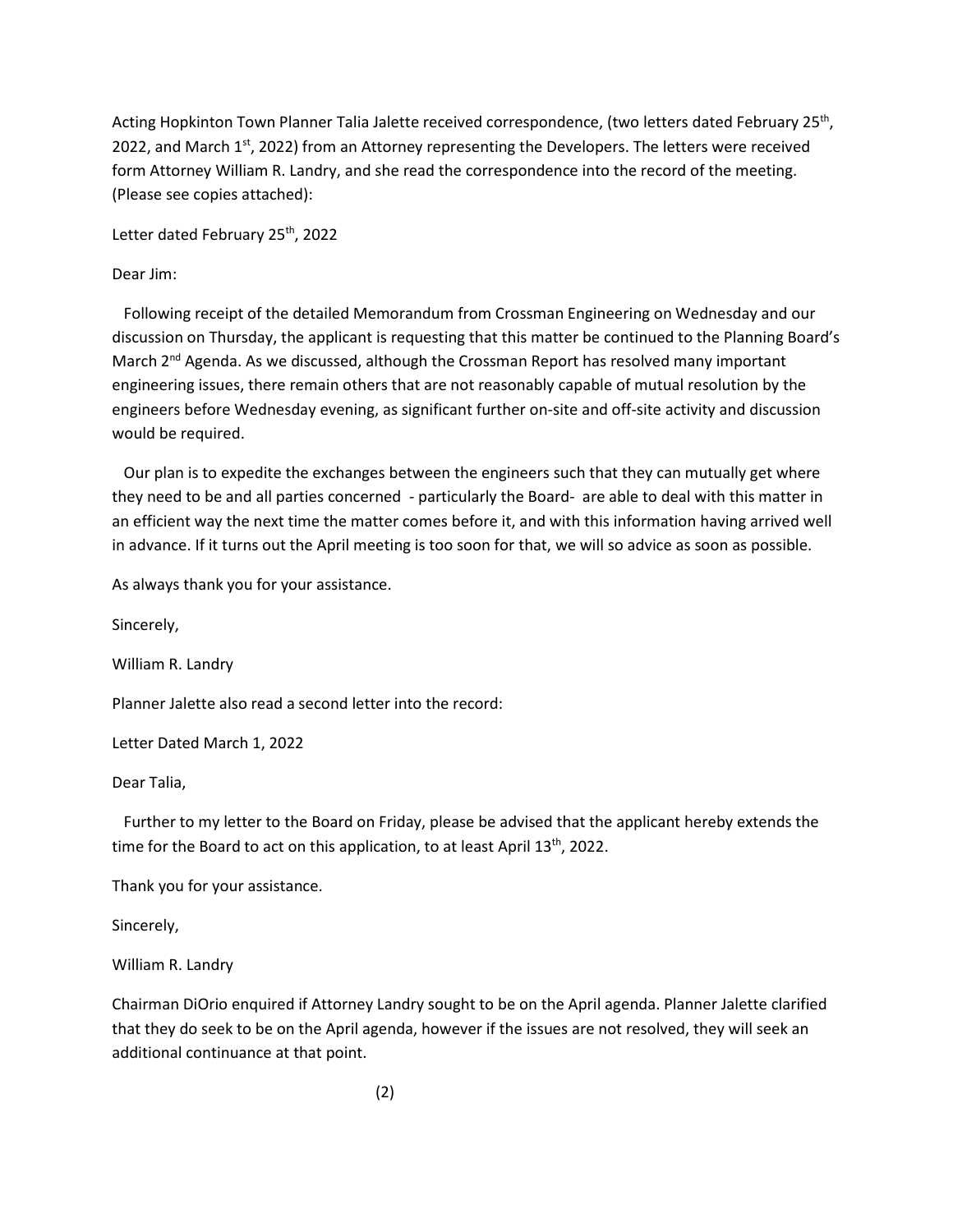Acting Hopkinton Town Planner Talia Jalette received correspondence, (two letters dated February 25th, 2022, and March 1st, 2022) from an Attorney representing the Developers. The letters were received form Attorney William R. Landry, and she read the correspondence into the record of the meeting. (Please see copies attached):

Letter dated February 25th, 2022

Dear Jim:

Following receipt of the detailed Memorandum from Crossman Engineering on Wednesday and our discussion on Thursday, the applicant is requesting that this matter be continued to the Planning Board's March 2nd Agenda. As we discussed, although the Crossman Report has resolved many important engineering issues, there remain others that are not reasonably capable of mutual resolution by the engineers before Wednesday evening, as significant further on-site and off-site activity and discussion would be required.

Our plan is to expedite the exchanges between the engineers such that they can mutually get where they need to be and all parties concerned - particularly the Board- are able to deal with this matter in an efficient way the next time the matter comes before it, and with this information having arrived well in advance. If it turns out the April meeting is too soon for that, we will so advice as soon as possible.

As always thank you for your assistance.

Sincerely,

William R. Landry

Planner Jalette also read a second letter into the record:

Letter Dated March 1, 2022

Dear Talia,

Further to my letter to the Board on Friday, please be advised that the applicant hereby extends the time for the Board to act on this application, to at least April 13th, 2022.

Thank you for your assistance.

Sincerely,

William R. Landry

Chairman DiOrio enquired if Attorney Landry sought to be on the April agenda. Planner Jalette clarified that they do seek to be on the April agenda, however if the issues are not resolved, they will seek an additional continuance at that point.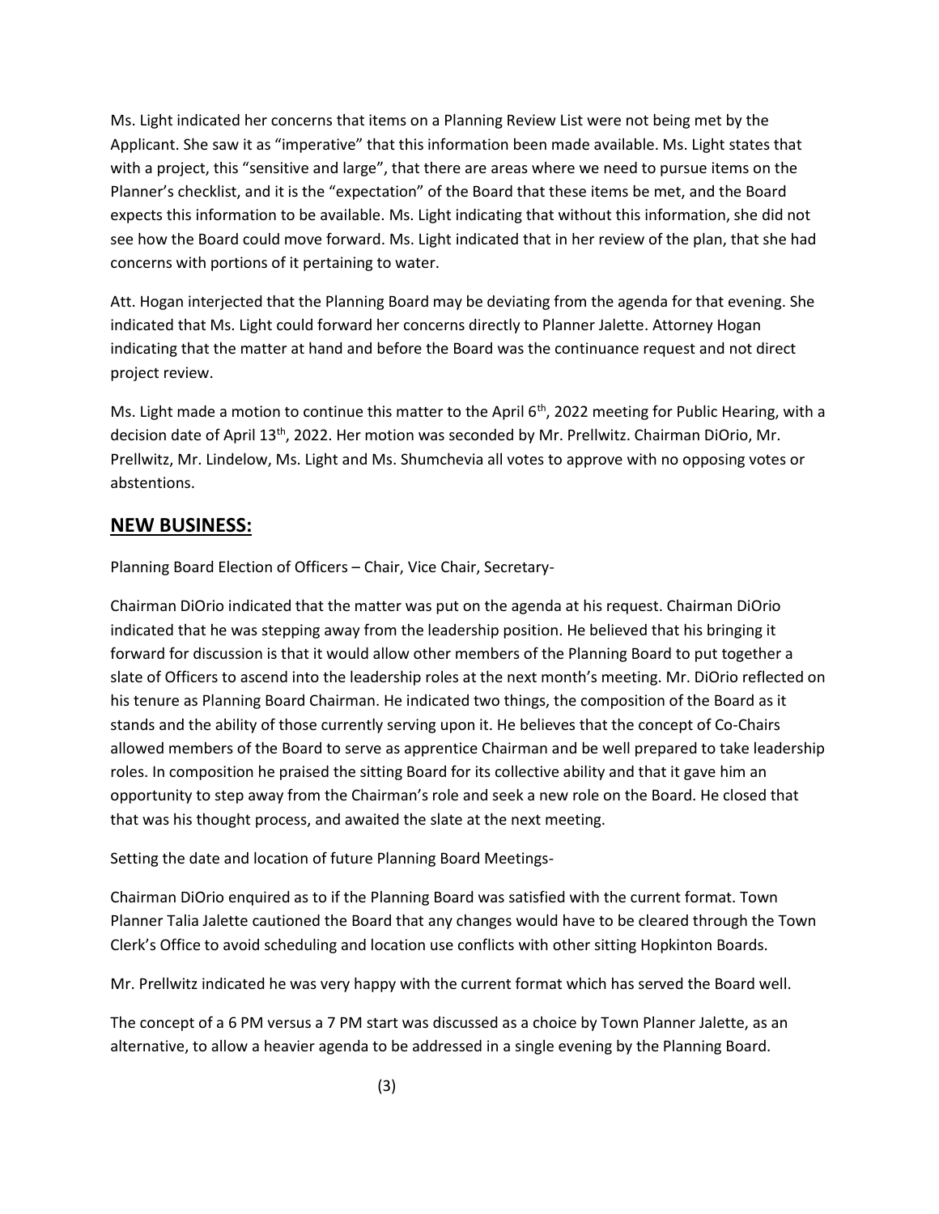Ms. Light indicated her concerns that items on a Planning Review List were not being met by the Applicant. She saw it as "imperative" that this information been made available. Ms. Light states that with a project, this "sensitive and large", that there are areas where we need to pursue items on the Planner's checklist, and it is the "expectation" of the Board that these items be met, and the Board expects this information to be available. Ms. Light indicating that without this information, she did not see how the Board could move forward. Ms. Light indicated that in her review of the plan, that she had concerns with portions of it pertaining to water.

Att. Hogan interjected that the Planning Board may be deviating from the agenda for that evening. She indicated that Ms. Light could forward her concerns directly to Planner Jalette. Attorney Hogan indicating that the matter at hand and before the Board was the continuance request and not direct project review.

Ms. Light made a motion to continue this matter to the April 6th, 2022 meeting for Public Hearing, with a decision date of April 13th, 2022. Her motion was seconded by Mr. Prellwitz. Chairman DiOrio, Mr. Prellwitz, Mr. Lindelow, Ms. Light and Ms. Shumchevia all votes to approve with no opposing votes or abstentions.

## NEW BUSINESS:

Planning Board Election of Officers – Chair, Vice Chair, Secretary-

Chairman DiOrio indicated that the matter was put on the agenda at his request. Chairman DiOrio indicated that he was stepping away from the leadership position. He believed that his bringing it forward for discussion is that it would allow other members of the Planning Board to put together a slate of Officers to ascend into the leadership roles at the next month's meeting. Mr. DiOrio reflected on his tenure as Planning Board Chairman. He indicated two things, the composition of the Board as it stands and the ability of those currently serving upon it. He believes that the concept of Co-Chairs allowed members of the Board to serve as apprentice Chairman and be well prepared to take leadership roles. In composition he praised the sitting Board for its collective ability and that it gave him an opportunity to step away from the Chairman's role and seek a new role on the Board. He closed that that was his thought process, and awaited the slate at the next meeting.

Setting the date and location of future Planning Board Meetings-

Chairman DiOrio enquired as to if the Planning Board was satisfied with the current format. Town Planner Talia Jalette cautioned the Board that any changes would have to be cleared through the Town Clerk's Office to avoid scheduling and location use conflicts with other sitting Hopkinton Boards.

Mr. Prellwitz indicated he was very happy with the current format which has served the Board well.

The concept of a 6 PM versus a 7 PM start was discussed as a choice by Town Planner Jalette, as an alternative, to allow a heavier agenda to be addressed in a single evening by the Planning Board.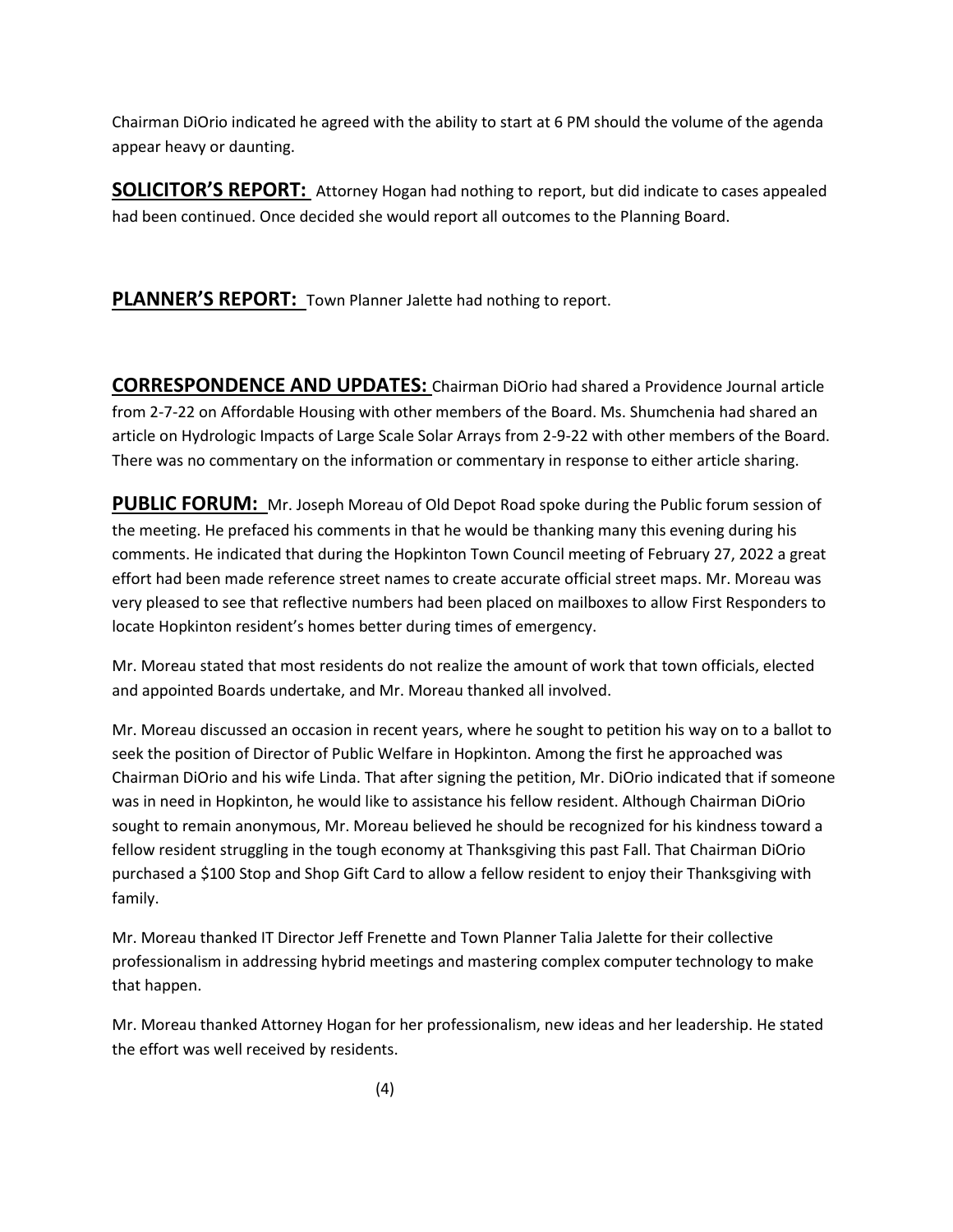Chairman DiOrio indicated he agreed with the ability to start at 6 PM should the volume of the agenda appear heavy or daunting.

**SOLICITOR'S REPORT:** Attorney Hogan had nothing to report, but did indicate to cases appealed had been continued. Once decided she would report all outcomes to the Planning Board.

**PLANNER'S REPORT:** Town Planner Jalette had nothing to report.

**CORRESPONDENCE AND UPDATES:** Chairman DiOrio had shared a Providence Journal article from 2-7-22 on Affordable Housing with other members of the Board. Ms. Shumchenia had shared an article on Hydrologic Impacts of Large Scale Solar Arrays from 2-9-22 with other members of the Board. There was no commentary on the information or commentary in response to either article sharing.

**PUBLIC FORUM:** Mr. Joseph Moreau of Old Depot Road spoke during the Public forum session of the meeting. He prefaced his comments in that he would be thanking many this evening during his comments. He indicated that during the Hopkinton Town Council meeting of February 27, 2022 a great effort had been made reference street names to create accurate official street maps. Mr. Moreau was very pleased to see that reflective numbers had been placed on mailboxes to allow First Responders to locate Hopkinton resident's homes better during times of emergency.

Mr. Moreau stated that most residents do not realize the amount of work that town officials, elected and appointed Boards undertake, and Mr. Moreau thanked all involved.

Mr. Moreau discussed an occasion in recent years, where he sought to petition his way on to a ballot to seek the position of Director of Public Welfare in Hopkinton. Among the first he approached was Chairman DiOrio and his wife Linda. That after signing the petition, Mr. DiOrio indicated that if someone was in need in Hopkinton, he would like to assistance his fellow resident. Although Chairman DiOrio sought to remain anonymous, Mr. Moreau believed he should be recognized for his kindness toward a fellow resident struggling in the tough economy at Thanksgiving this past Fall. That Chairman DiOrio purchased a $100 Stop and Shop Gift Card to allow a fellow resident to enjoy their Thanksgiving with family.

Mr. Moreau thanked IT Director Jeff Frenette and Town Planner Talia Jalette for their collective professionalism in addressing hybrid meetings and mastering complex computer technology to make that happen.

Mr. Moreau thanked Attorney Hogan for her professionalism, new ideas and her leadership. He stated the effort was well received by residents.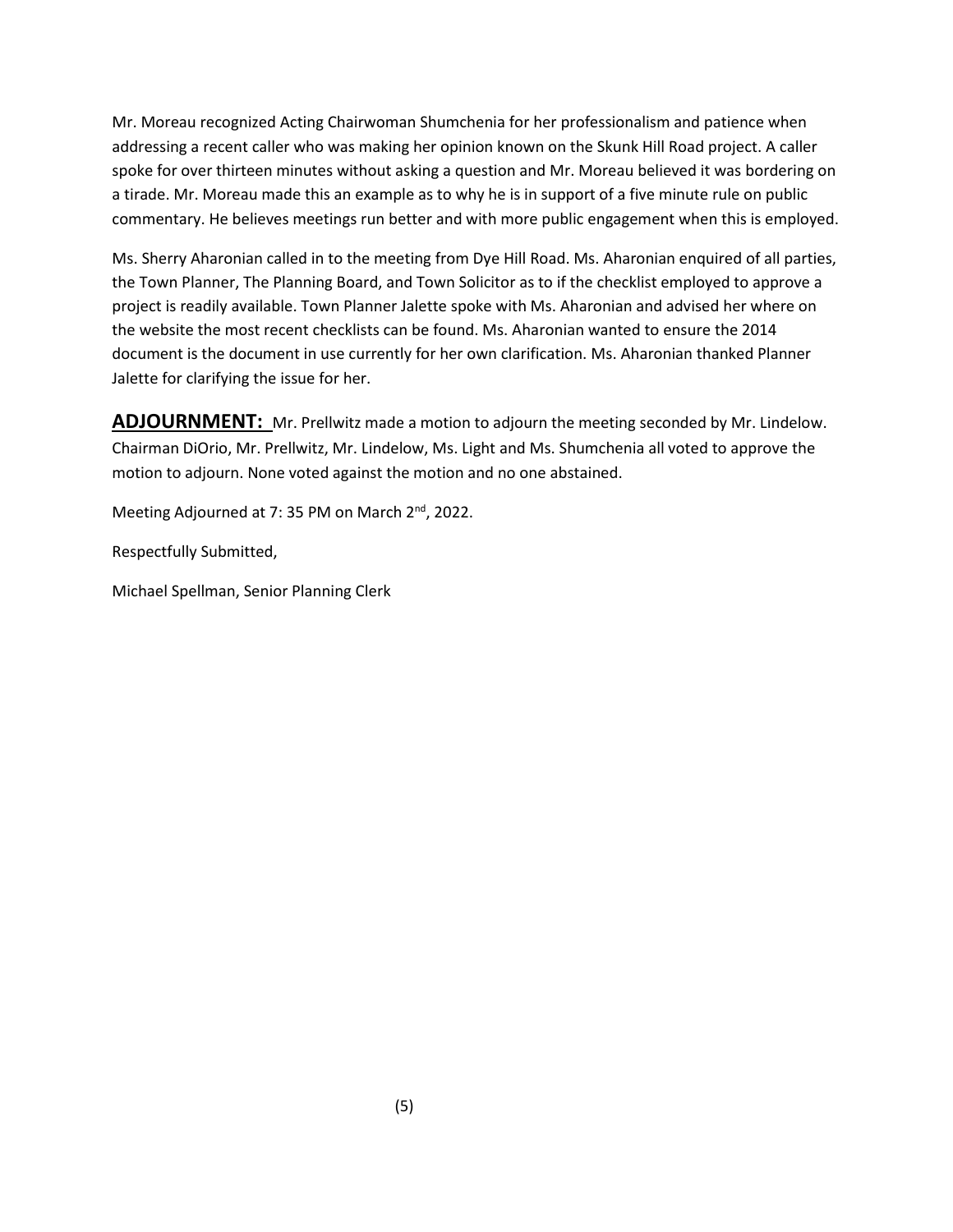Mr. Moreau recognized Acting Chairwoman Shumchenia for her professionalism and patience when addressing a recent caller who was making her opinion known on the Skunk Hill Road project. A caller spoke for over thirteen minutes without asking a question and Mr. Moreau believed it was bordering on a tirade. Mr. Moreau made this an example as to why he is in support of a five minute rule on public commentary. He believes meetings run better and with more public engagement when this is employed.

Ms. Sherry Aharonian called in to the meeting from Dye Hill Road. Ms. Aharonian enquired of all parties, the Town Planner, The Planning Board, and Town Solicitor as to if the checklist employed to approve a project is readily available. Town Planner Jalette spoke with Ms. Aharonian and advised her where on the website the most recent checklists can be found. Ms. Aharonian wanted to ensure the 2014 document is the document in use currently for her own clarification. Ms. Aharonian thanked Planner Jalette for clarifying the issue for her.

**ADJOURNMENT:** Mr. Prellwitz made a motion to adjourn the meeting seconded by Mr. Lindelow. Chairman DiOrio, Mr. Prellwitz, Mr. Lindelow, Ms. Light and Ms. Shumchenia all voted to approve the motion to adjourn. None voted against the motion and no one abstained.

Meeting Adjourned at 7: 35 PM on March 2nd, 2022.

Respectfully Submitted,

Michael Spellman, Senior Planning Clerk